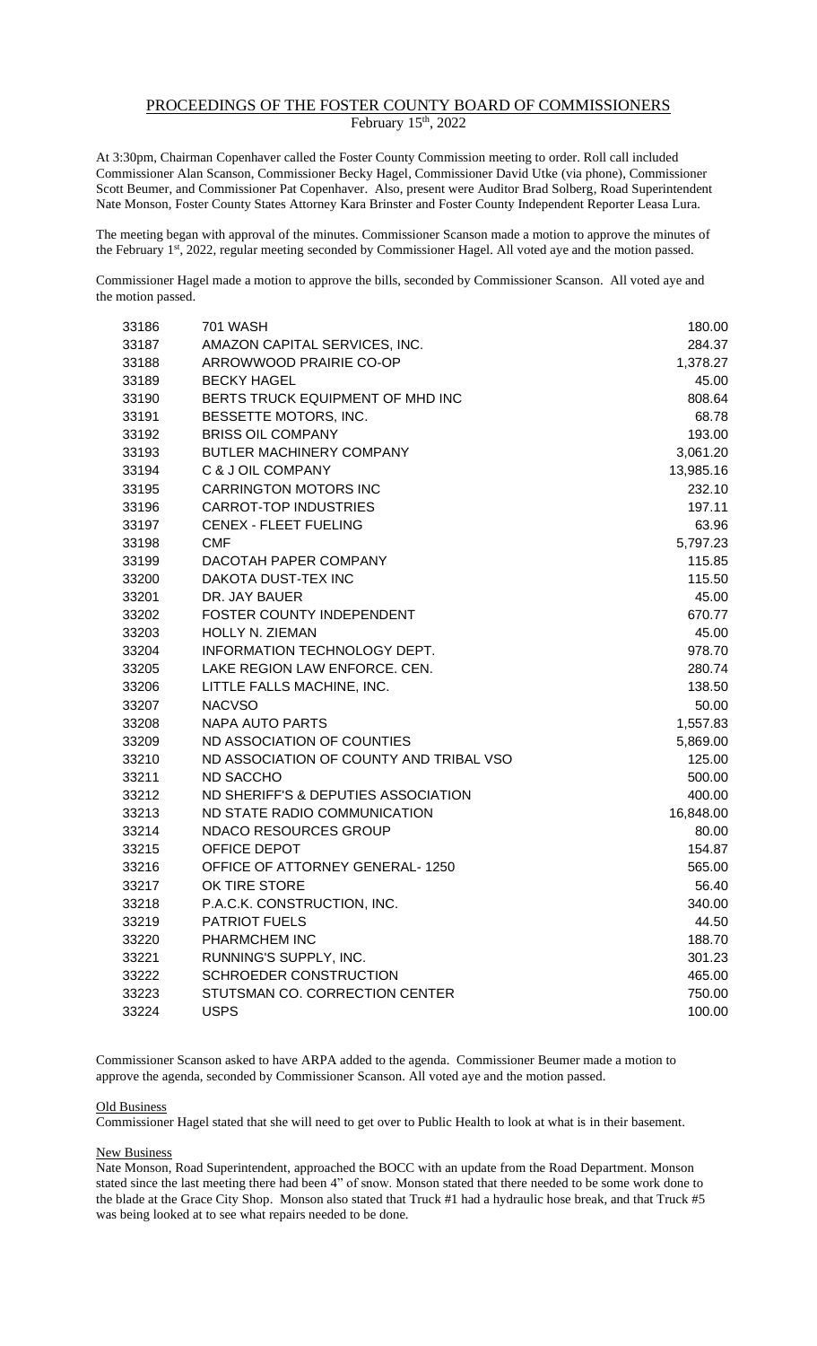# PROCEEDINGS OF THE FOSTER COUNTY BOARD OF COMMISSIONERS

February 15th, 2022

At 3:30pm, Chairman Copenhaver called the Foster County Commission meeting to order. Roll call included Commissioner Alan Scanson, Commissioner Becky Hagel, Commissioner David Utke (via phone), Commissioner Scott Beumer, and Commissioner Pat Copenhaver. Also, present were Auditor Brad Solberg, Road Superintendent Nate Monson, Foster County States Attorney Kara Brinster and Foster County Independent Reporter Leasa Lura.

The meeting began with approval of the minutes. Commissioner Scanson made a motion to approve the minutes of the February 1st, 2022, regular meeting seconded by Commissioner Hagel. All voted aye and the motion passed.

Commissioner Hagel made a motion to approve the bills, seconded by Commissioner Scanson. All voted aye and the motion passed.

| | | |
|---|---|---|
| 33186 | 701 WASH | 180.00 |
| 33187 | AMAZON CAPITAL SERVICES, INC. | 284.37 |
| 33188 | ARROWWOOD PRAIRIE CO-OP | 1,378.27 |
| 33189 | BECKY HAGEL | 45.00 |
| 33190 | BERTS TRUCK EQUIPMENT OF MHD INC | 808.64 |
| 33191 | BESSETTE MOTORS, INC. | 68.78 |
| 33192 | BRISS OIL COMPANY | 193.00 |
| 33193 | BUTLER MACHINERY COMPANY | 3,061.20 |
| 33194 | C & J OIL COMPANY | 13,985.16 |
| 33195 | CARRINGTON MOTORS INC | 232.10 |
| 33196 | CARROT-TOP INDUSTRIES | 197.11 |
| 33197 | CENEX - FLEET FUELING | 63.96 |
| 33198 | CMF | 5,797.23 |
| 33199 | DACOTAH PAPER COMPANY | 115.85 |
| 33200 | DAKOTA DUST-TEX INC | 115.50 |
| 33201 | DR. JAY BAUER | 45.00 |
| 33202 | FOSTER COUNTY INDEPENDENT | 670.77 |
| 33203 | HOLLY N. ZIEMAN | 45.00 |
| 33204 | INFORMATION TECHNOLOGY DEPT. | 978.70 |
| 33205 | LAKE REGION LAW ENFORCE. CEN. | 280.74 |
| 33206 | LITTLE FALLS MACHINE, INC. | 138.50 |
| 33207 | NACVSO | 50.00 |
| 33208 | NAPA AUTO PARTS | 1,557.83 |
| 33209 | ND ASSOCIATION OF COUNTIES | 5,869.00 |
| 33210 | ND ASSOCIATION OF COUNTY AND TRIBAL VSO | 125.00 |
| 33211 | ND SACCHO | 500.00 |
| 33212 | ND SHERIFF'S & DEPUTIES ASSOCIATION | 400.00 |
| 33213 | ND STATE RADIO COMMUNICATION | 16,848.00 |
| 33214 | NDACO RESOURCES GROUP | 80.00 |
| 33215 | OFFICE DEPOT | 154.87 |
| 33216 | OFFICE OF ATTORNEY GENERAL- 1250 | 565.00 |
| 33217 | OK TIRE STORE | 56.40 |
| 33218 | P.A.C.K. CONSTRUCTION, INC. | 340.00 |
| 33219 | PATRIOT FUELS | 44.50 |
| 33220 | PHARMCHEM INC | 188.70 |
| 33221 | RUNNING'S SUPPLY, INC. | 301.23 |
| 33222 | SCHROEDER CONSTRUCTION | 465.00 |
| 33223 | STUTSMAN CO. CORRECTION CENTER | 750.00 |
| 33224 | USPS | 100.00 |

Commissioner Scanson asked to have ARPA added to the agenda. Commissioner Beumer made a motion to approve the agenda, seconded by Commissioner Scanson. All voted aye and the motion passed.

Old Business

Commissioner Hagel stated that she will need to get over to Public Health to look at what is in their basement.

New Business

Nate Monson, Road Superintendent, approached the BOCC with an update from the Road Department. Monson stated since the last meeting there had been 4" of snow. Monson stated that there needed to be some work done to the blade at the Grace City Shop. Monson also stated that Truck #1 had a hydraulic hose break, and that Truck #5 was being looked at to see what repairs needed to be done.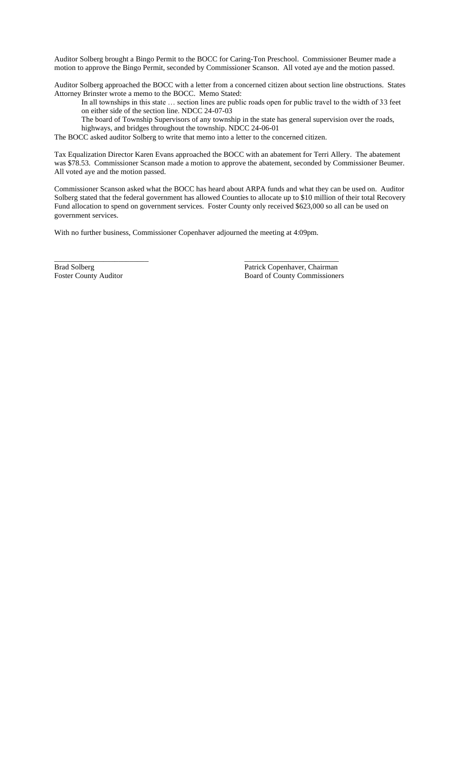Auditor Solberg brought a Bingo Permit to the BOCC for Caring-Ton Preschool. Commissioner Beumer made a motion to approve the Bingo Permit, seconded by Commissioner Scanson. All voted aye and the motion passed.

Auditor Solberg approached the BOCC with a letter from a concerned citizen about section line obstructions. States Attorney Brinster wrote a memo to the BOCC. Memo Stated:

> In all townships in this state … section lines are public roads open for public travel to the width of 33 feet on either side of the section line. NDCC 24-07-03
>
> The board of Township Supervisors of any township in the state has general supervision over the roads, highways, and bridges throughout the township. NDCC 24-06-01

The BOCC asked auditor Solberg to write that memo into a letter to the concerned citizen.

Tax Equalization Director Karen Evans approached the BOCC with an abatement for Terri Allery. The abatement was $78.53. Commissioner Scanson made a motion to approve the abatement, seconded by Commissioner Beumer. All voted aye and the motion passed.

Commissioner Scanson asked what the BOCC has heard about ARPA funds and what they can be used on. Auditor Solberg stated that the federal government has allowed Counties to allocate up to $10 million of their total Recovery Fund allocation to spend on government services. Foster County only received $623,000 so all can be used on government services.

With no further business, Commissioner Copenhaver adjourned the meeting at 4:09pm.

\_\_\_\_\_\_\_\_\_\_\_\_\_\_\_\_\_\_\_\_\_\_\_\_\_\_\_\_

Brad Solberg
Foster County Auditor

\_\_\_\_\_\_\_\_\_\_\_\_\_\_\_\_\_\_\_\_\_\_\_\_\_\_\_\_

Patrick Copenhaver, Chairman
Board of County Commissioners